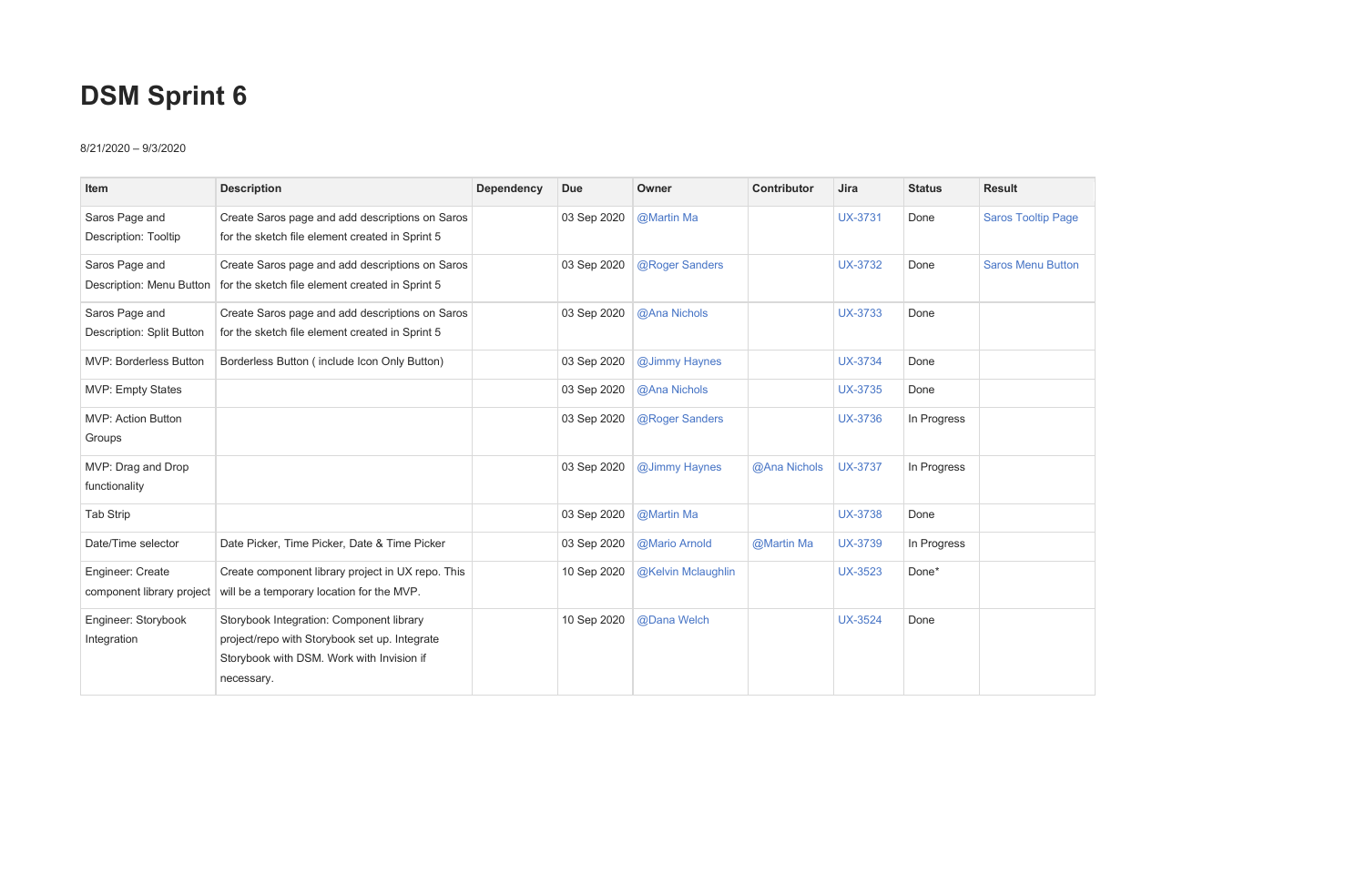# DSM Sprint 6

8/21/2020 – 9/3/2020

| Item | Description | Dependency | Due | Owner | Contributor | Jira | Status | Result |
|---|---|---|---|---|---|---|---|---|
| Saros Page and Description: Tooltip | Create Saros page and add descriptions on Saros for the sketch file element created in Sprint 5 | | 03 Sep 2020 | @Martin Ma | | UX-3731 | Done | Saros Tooltip Page |
| Saros Page and Description: Menu Button | Create Saros page and add descriptions on Saros for the sketch file element created in Sprint 5 | | 03 Sep 2020 | @Roger Sanders | | UX-3732 | Done | Saros Menu Button |
| Saros Page and Description: Split Button | Create Saros page and add descriptions on Saros for the sketch file element created in Sprint 5 | | 03 Sep 2020 | @Ana Nichols | | UX-3733 | Done | |
| MVP: Borderless Button | Borderless Button ( include Icon Only Button) | | 03 Sep 2020 | @Jimmy Haynes | | UX-3734 | Done | |
| MVP: Empty States | | | 03 Sep 2020 | @Ana Nichols | | UX-3735 | Done | |
| MVP: Action Button Groups | | | 03 Sep 2020 | @Roger Sanders | | UX-3736 | In Progress | |
| MVP: Drag and Drop functionality | | | 03 Sep 2020 | @Jimmy Haynes | @Ana Nichols | UX-3737 | In Progress | |
| Tab Strip | | | 03 Sep 2020 | @Martin Ma | | UX-3738 | Done | |
| Date/Time selector | Date Picker, Time Picker, Date & Time Picker | | 03 Sep 2020 | @Mario Arnold | @Martin Ma | UX-3739 | In Progress | |
| Engineer: Create component library project | Create component library project in UX repo. This will be a temporary location for the MVP. | | 10 Sep 2020 | @Kelvin Mclaughlin | | UX-3523 | Done* | |
| Engineer: Storybook Integration | Storybook Integration: Component library project/repo with Storybook set up. Integrate Storybook with DSM. Work with Invision if necessary. | | 10 Sep 2020 | @Dana Welch | | UX-3524 | Done | |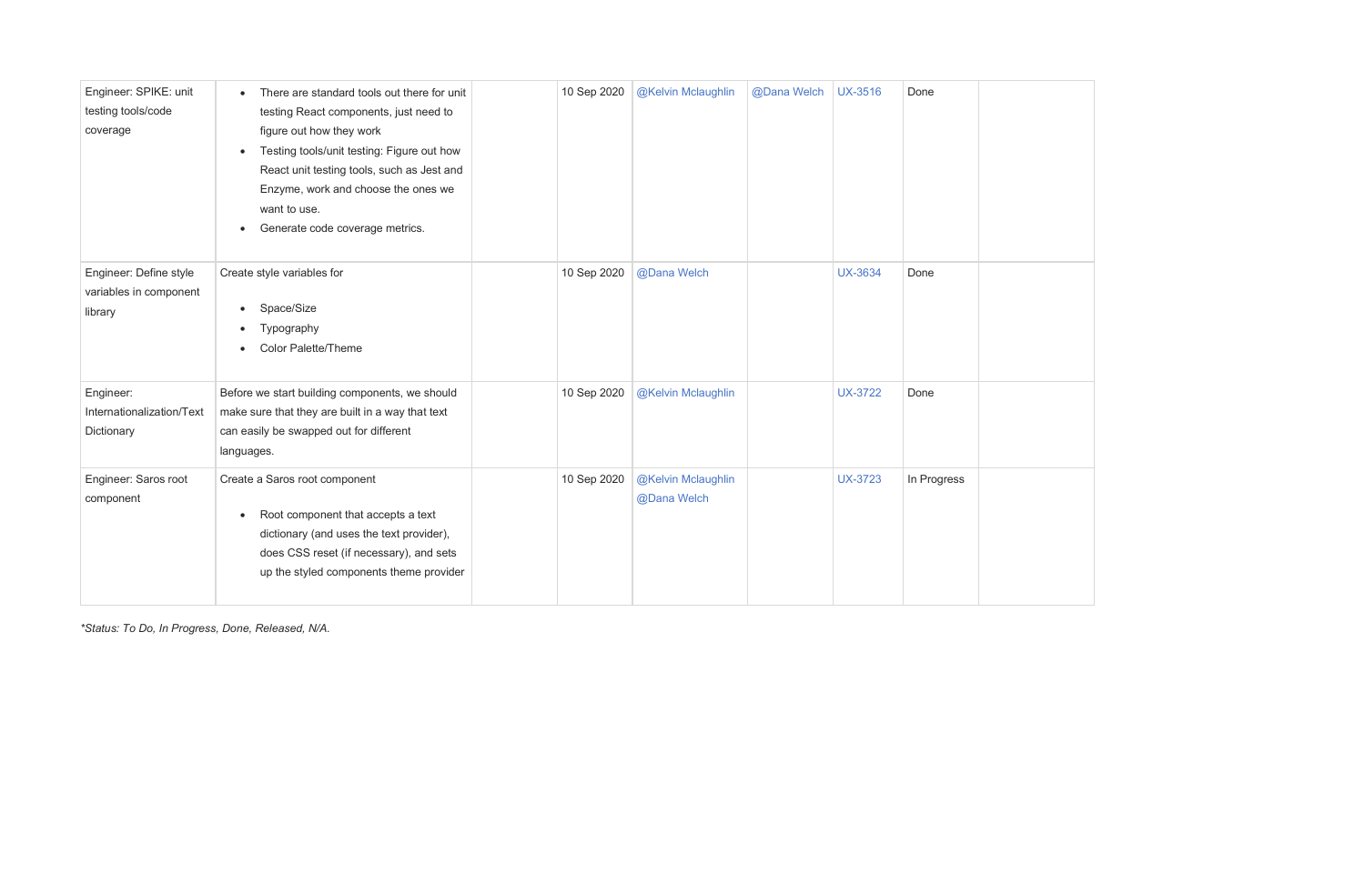| | | | | | | | | |
|---|---|---|---|---|---|---|---|---|
| Engineer: SPIKE: unit testing tools/code coverage | • There are standard tools out there for unit testing React components, just need to figure out how they work<br>• Testing tools/unit testing: Figure out how React unit testing tools, such as Jest and Enzyme, work and choose the ones we want to use.<br>• Generate code coverage metrics. | | 10 Sep 2020 | @Kelvin Mclaughlin | @Dana Welch | UX-3516 | Done | |
| Engineer: Define style variables in component library | Create style variables for<br>• Space/Size<br>• Typography<br>• Color Palette/Theme | | 10 Sep 2020 | @Dana Welch | | UX-3634 | Done | |
| Engineer: Internationalization/Text Dictionary | Before we start building components, we should make sure that they are built in a way that text can easily be swapped out for different languages. | | 10 Sep 2020 | @Kelvin Mclaughlin | | UX-3722 | Done | |
| Engineer: Saros root component | Create a Saros root component<br>• Root component that accepts a text dictionary (and uses the text provider), does CSS reset (if necessary), and sets up the styled components theme provider | | 10 Sep 2020 | @Kelvin Mclaughlin<br>@Dana Welch | | UX-3723 | In Progress | |

*\*Status: To Do, In Progress, Done, Released, N/A.*